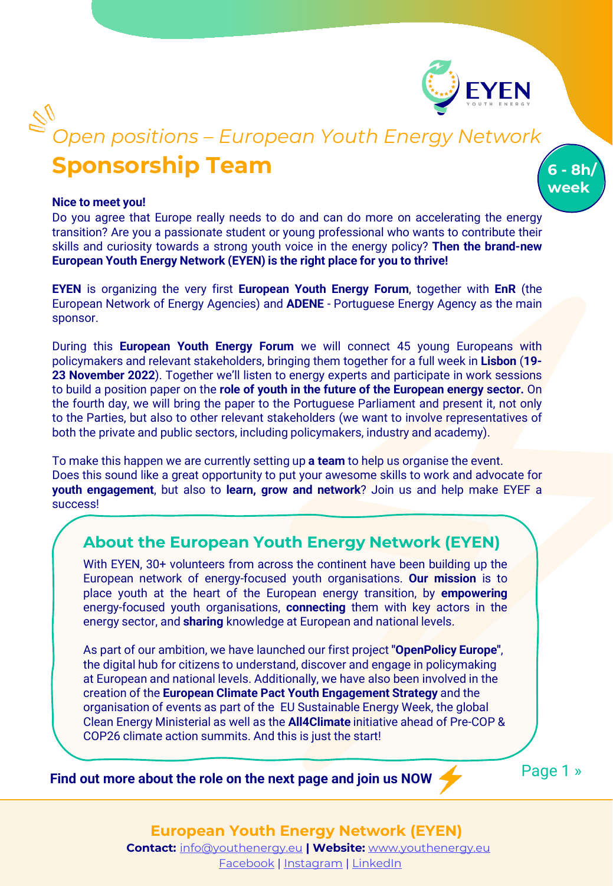*Open positions – European Youth Energy Network*

# Sponsorship Team

**6 - 8h/ week**

**Nice to meet you!**

Do you agree that Europe really needs to do and can do more on accelerating the energy transition? Are you a passionate student or young professional who wants to contribute their skills and curiosity towards a strong youth voice in the energy policy? **Then the brand-new European Youth Energy Network (EYEN) is the right place for you to thrive!**

**EYEN** is organizing the very first **European Youth Energy Forum**, together with **EnR** (the European Network of Energy Agencies) and **ADENE** - Portuguese Energy Agency as the main sponsor.

During this **European Youth Energy Forum** we will connect 45 young Europeans with policymakers and relevant stakeholders, bringing them together for a full week in **Lisbon** (**19-23 November 2022**). Together we'll listen to energy experts and participate in work sessions to build a position paper on the **role of youth in the future of the European energy sector.** On the fourth day, we will bring the paper to the Portuguese Parliament and present it, not only to the Parties, but also to other relevant stakeholders (we want to involve representatives of both the private and public sectors, including policymakers, industry and academy).

To make this happen we are currently setting up **a team** to help us organise the event.
Does this sound like a great opportunity to put your awesome skills to work and advocate for **youth engagement**, but also to **learn, grow and network**? Join us and help make EYEF a success!

## About the European Youth Energy Network (EYEN)

With EYEN, 30+ volunteers from across the continent have been building up the European network of energy-focused youth organisations. **Our mission** is to place youth at the heart of the European energy transition, by **empowering** energy-focused youth organisations, **connecting** them with key actors in the energy sector, and **sharing** knowledge at European and national levels.

As part of our ambition, we have launched our first project **"OpenPolicy Europe"**, the digital hub for citizens to understand, discover and engage in policymaking at European and national levels. Additionally, we have also been involved in the creation of the **European Climate Pact Youth Engagement Strategy** and the organisation of events as part of the EU Sustainable Energy Week, the global Clean Energy Ministerial as well as the **All4Climate** initiative ahead of Pre-COP & COP26 climate action summits. And this is just the start!

**Find out more about the role on the next page and join us NOW ⚡**

**European Youth Energy Network (EYEN)**
**Contact:** info@youthenergy.eu **| Website:** www.youthenergy.eu
Facebook | Instagram | LinkedIn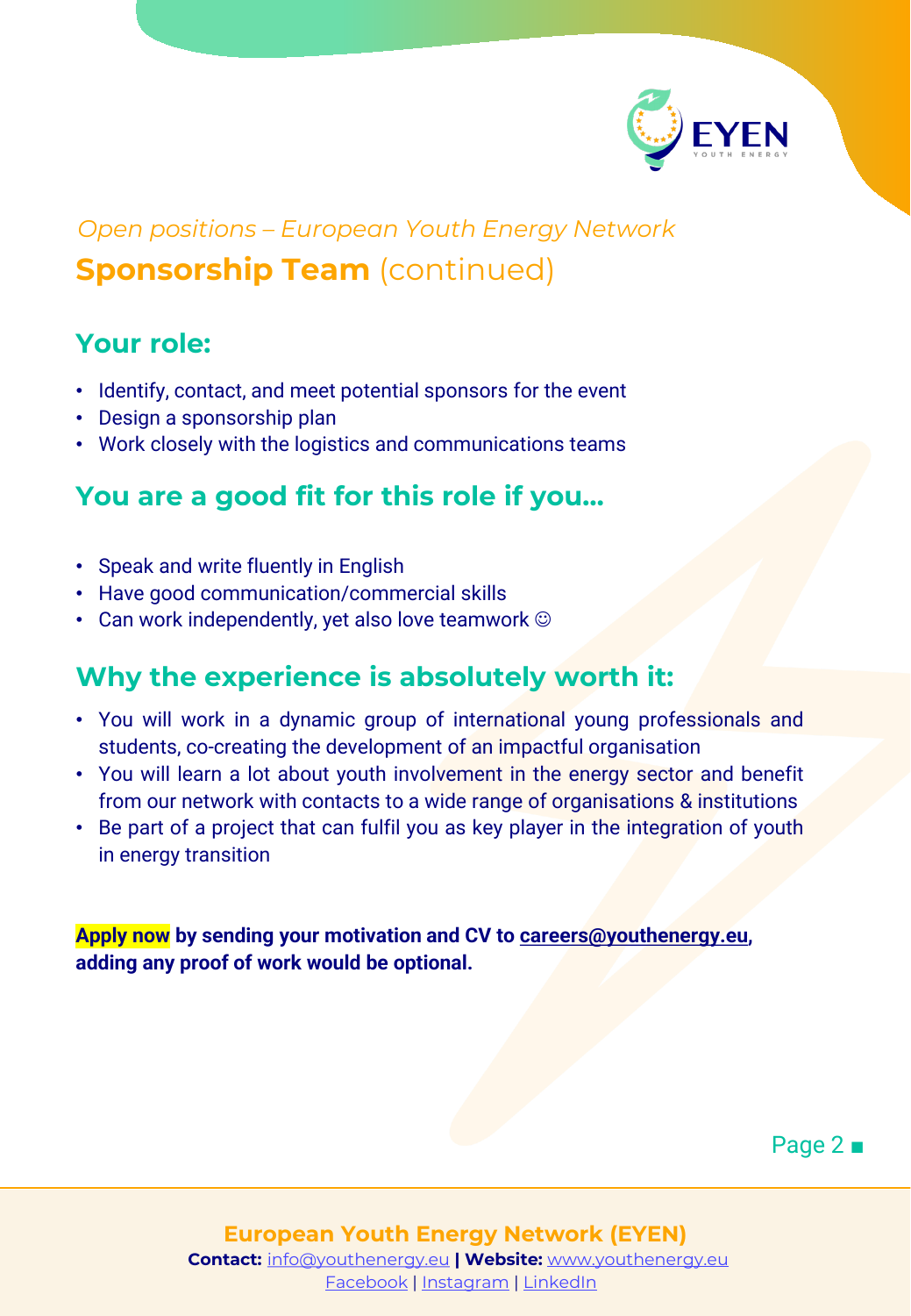*Open positions – European Youth Energy Network*

# **Sponsorship Team** (continued)

## Your role:

- Identify, contact, and meet potential sponsors for the event
- Design a sponsorship plan
- Work closely with the logistics and communications teams

## You are a good fit for this role if you...

- Speak and write fluently in English
- Have good communication/commercial skills
- Can work independently, yet also love teamwork ☺

## Why the experience is absolutely worth it:

- You will work in a dynamic group of international young professionals and students, co-creating the development of an impactful organisation
- You will learn a lot about youth involvement in the energy sector and benefit from our network with contacts to a wide range of organisations & institutions
- Be part of a project that can fulfil you as key player in the integration of youth in energy transition

**Apply now by sending your motivation and CV to careers@youthenergy.eu, adding any proof of work would be optional.**

**European Youth Energy Network (EYEN)**
**Contact:** info@youthenergy.eu **| Website:** www.youthenergy.eu
Facebook | Instagram | LinkedIn